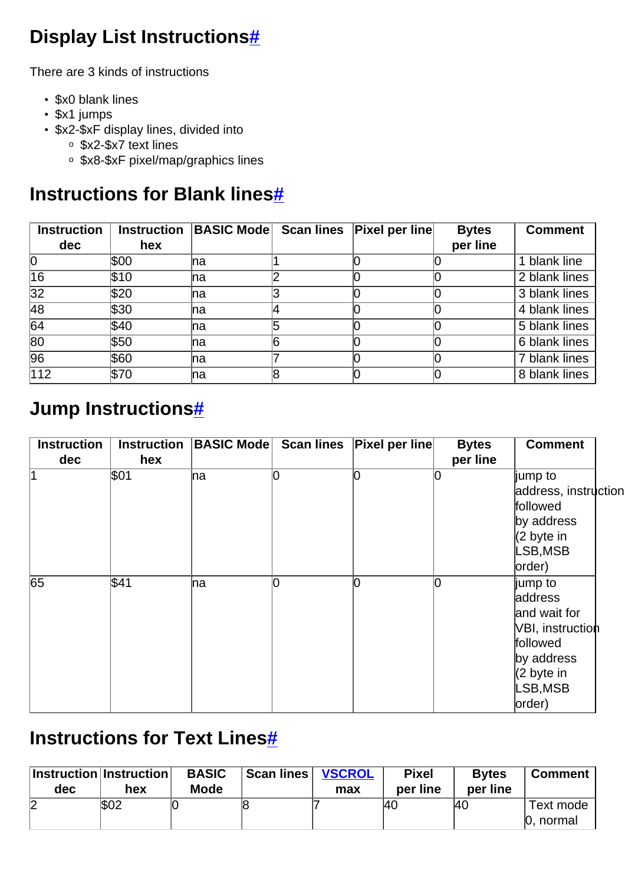## Display List Instructions#

There are 3 kinds of instructions

- $x0 blank lines
- $x1 jumps
- $x2-$xF display lines, divided into
  - $x2-$x7 text lines
  - $x8-$xF pixel/map/graphics lines

## Instructions for Blank lines#

| Instruction dec | Instruction hex | BASIC Mode | Scan lines | Pixel per line | Bytes per line | Comment |
|---|---|---|---|---|---|---|
| 0 | $00 | na | 1 | 0 | 0 | 1 blank line |
| 16 | $10 | na | 2 | 0 | 0 | 2 blank lines |
| 32 | $20 | na | 3 | 0 | 0 | 3 blank lines |
| 48 | $30 | na | 4 | 0 | 0 | 4 blank lines |
| 64 | $40 | na | 5 | 0 | 0 | 5 blank lines |
| 80 | $50 | na | 6 | 0 | 0 | 6 blank lines |
| 96 | $60 | na | 7 | 0 | 0 | 7 blank lines |
| 112 | $70 | na | 8 | 0 | 0 | 8 blank lines |

## Jump Instructions#

| Instruction dec | Instruction hex | BASIC Mode | Scan lines | Pixel per line | Bytes per line | Comment |
|---|---|---|---|---|---|---|
| 1 | $01 | na | 0 | 0 | 0 | jump to address, instruction followed by address (2 byte in LSB,MSB order) |
| 65 | $41 | na | 0 | 0 | 0 | jump to address and wait for VBI, instruction followed by address (2 byte in LSB,MSB order) |

## Instructions for Text Lines#

| Instruction dec | Instruction hex | BASIC Mode | Scan lines | VSCROL max | Pixel per line | Bytes per line | Comment |
|---|---|---|---|---|---|---|---|
| 2 | $02 | 0 | 8 | 7 | 40 | 40 | Text mode 0, normal |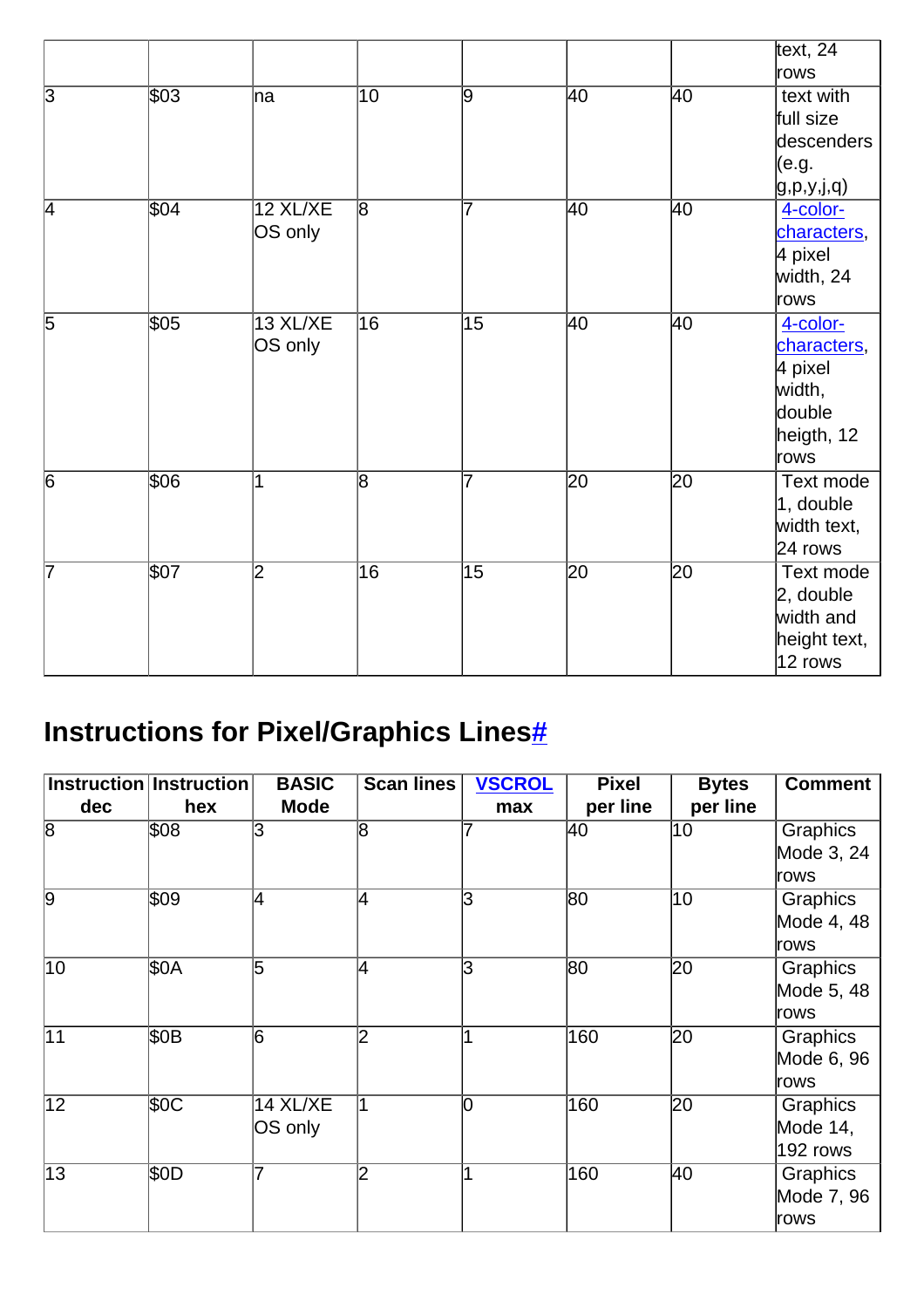| | | | | | | | text, 24 rows |
|---|---|---|---|---|---|---|---|
| 3 | $03 | na | 10 | 9 | 40 | 40 | text with full size descenders (e.g. g,p,y,j,q) |
| 4 | $04 | 12 XL/XE OS only | 8 | 7 | 40 | 40 | 4-color-characters, 4 pixel width, 24 rows |
| 5 | $05 | 13 XL/XE OS only | 16 | 15 | 40 | 40 | 4-color-characters, 4 pixel width, double heigth, 12 rows |
| 6 | $06 | 1 | 8 | 7 | 20 | 20 | Text mode 1, double width text, 24 rows |
| 7 | $07 | 2 | 16 | 15 | 20 | 20 | Text mode 2, double width and height text, 12 rows |

## Instructions for Pixel/Graphics Lines#

| Instruction dec | Instruction hex | BASIC Mode | Scan lines | VSCROL max | Pixel per line | Bytes per line | Comment |
|---|---|---|---|---|---|---|---|
| 8 | $08 | 3 | 8 | 7 | 40 | 10 | Graphics Mode 3, 24 rows |
| 9 | $09 | 4 | 4 | 3 | 80 | 10 | Graphics Mode 4, 48 rows |
| 10 | $0A | 5 | 4 | 3 | 80 | 20 | Graphics Mode 5, 48 rows |
| 11 | $0B | 6 | 2 | 1 | 160 | 20 | Graphics Mode 6, 96 rows |
| 12 | $0C | 14 XL/XE OS only | 1 | 0 | 160 | 20 | Graphics Mode 14, 192 rows |
| 13 | $0D | 7 | 2 | 1 | 160 | 40 | Graphics Mode 7, 96 rows |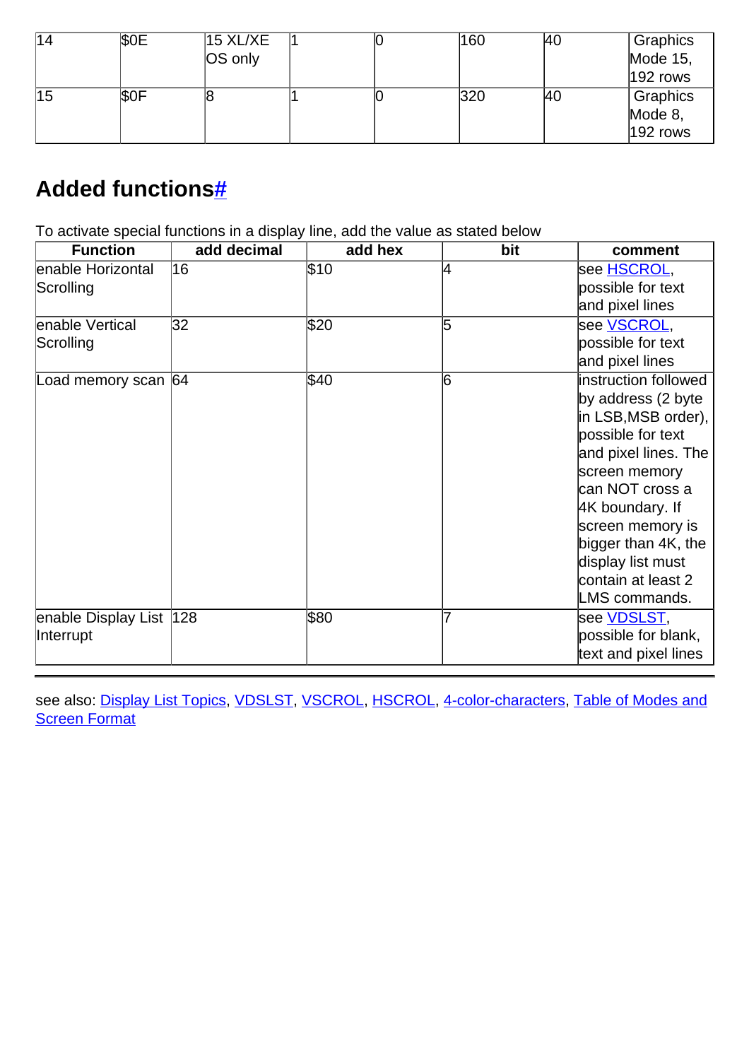| | | | | | | | |
|---|---|---|---|---|---|---|---|
| 14 | $0E | 15 XL/XE OS only | 1 | 0 | 160 | 40 | Graphics Mode 15, 192 rows |
| 15 | $0F | 8 | 1 | 0 | 320 | 40 | Graphics Mode 8, 192 rows |

## Added functions#

To activate special functions in a display line, add the value as stated below

| Function | add decimal | add hex | bit | comment |
|---|---|---|---|---|
| enable Horizontal Scrolling | 16 | $10 | 4 | see HSCROL, possible for text and pixel lines |
| enable Vertical Scrolling | 32 | $20 | 5 | see VSCROL, possible for text and pixel lines |
| Load memory scan | 64 | $40 | 6 | instruction followed by address (2 byte in LSB,MSB order), possible for text and pixel lines. The screen memory can NOT cross a 4K boundary. If screen memory is bigger than 4K, the display list must contain at least 2 LMS commands. |
| enable Display List Interrupt | 128 | $80 | 7 | see VDSLST, possible for blank, text and pixel lines |

---

see also: Display List Topics, VDSLST, VSCROL, HSCROL, 4-color-characters, Table of Modes and Screen Format